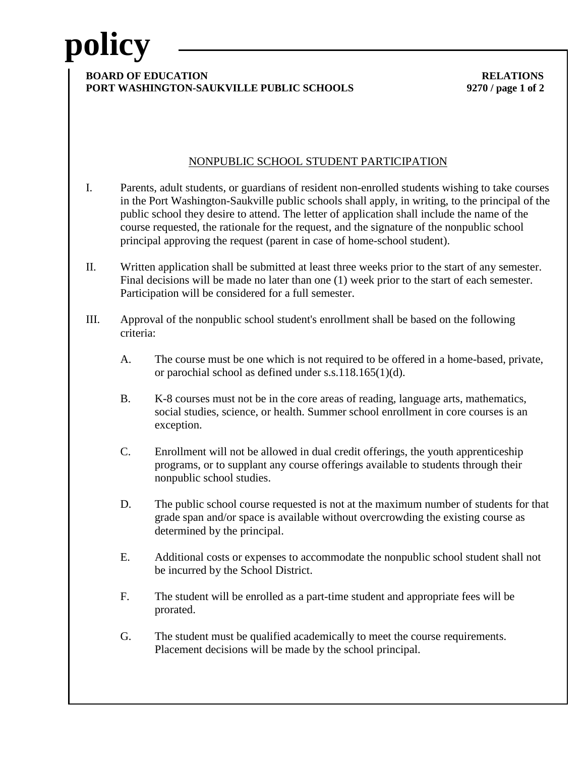# policy

**BOARD OF EDUCATION** **RELATIONS**
**PORT WASHINGTON-SAUKVILLE PUBLIC SCHOOLS** **9270**

## NONPUBLIC SCHOOL STUDENT PARTICIPATION

I. Parents, adult students, or guardians of resident non-enrolled students wishing to take courses in the Port Washington-Saukville public schools shall apply, in writing, to the principal of the public school they desire to attend. The letter of application shall include the name of the course requested, the rationale for the request, and the signature of the nonpublic school principal approving the request (parent in case of home-school student).

II. Written application shall be submitted at least three weeks prior to the start of any semester. Final decisions will be made no later than one (1) week prior to the start of each semester. Participation will be considered for a full semester.

III. Approval of the nonpublic school student's enrollment shall be based on the following criteria:

A. The course must be one which is not required to be offered in a home-based, private, or parochial school as defined under s.s.118.165(1)(d).

B. K-8 courses must not be in the core areas of reading, language arts, mathematics, social studies, science, or health. Summer school enrollment in core courses is an exception.

C. Enrollment will not be allowed in dual credit offerings, the youth apprenticeship programs, or to supplant any course offerings available to students through their nonpublic school studies.

D. The public school course requested is not at the maximum number of students for that grade span and/or space is available without overcrowding the existing course as determined by the principal.

E. Additional costs or expenses to accommodate the nonpublic school student shall not be incurred by the School District.

F. The student will be enrolled as a part-time student and appropriate fees will be prorated.

G. The student must be qualified academically to meet the course requirements. Placement decisions will be made by the school principal.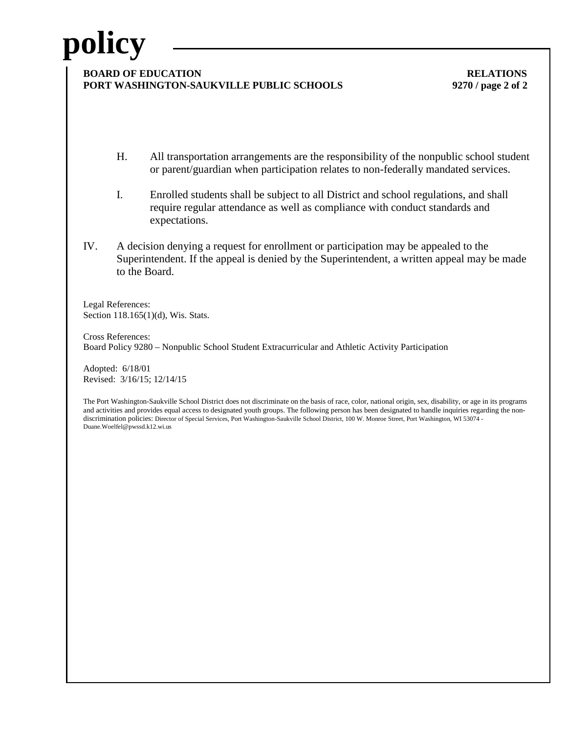H. All transportation arrangements are the responsibility of the nonpublic school student or parent/guardian when participation relates to non-federally mandated services.

I. Enrolled students shall be subject to all District and school regulations, and shall require regular attendance as well as compliance with conduct standards and expectations.

IV. A decision denying a request for enrollment or participation may be appealed to the Superintendent. If the appeal is denied by the Superintendent, a written appeal may be made to the Board.

Legal References:
Section 118.165(1)(d), Wis. Stats.

Cross References:
Board Policy 9280 – Nonpublic School Student Extracurricular and Athletic Activity Participation

Adopted: 6/18/01
Revised: 3/16/15; 12/14/15

The Port Washington-Saukville School District does not discriminate on the basis of race, color, national origin, sex, disability, or age in its programs and activities and provides equal access to designated youth groups. The following person has been designated to handle inquiries regarding the non-discrimination policies: Director of Special Services, Port Washington-Saukville School District, 100 W. Monroe Street, Port Washington, WI 53074 - Duane.Woelfel@pwssd.k12.wi.us